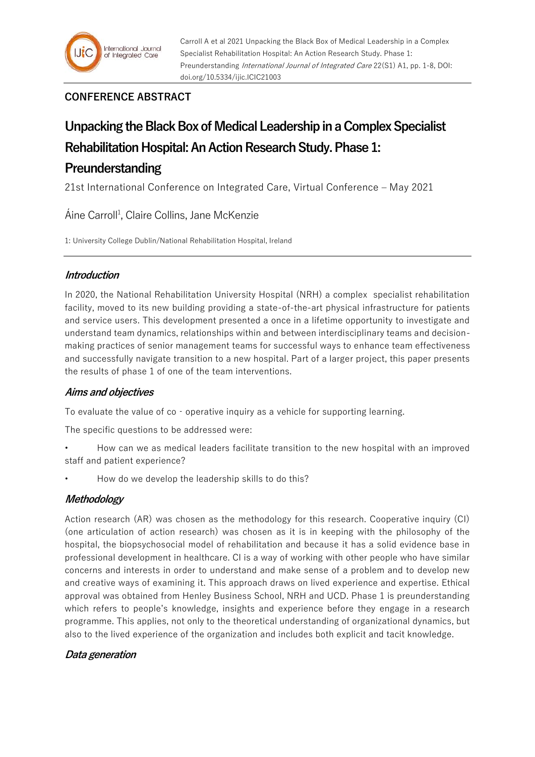## CONFERENCE ABSTRACT

# Unpacking the Black Box of Medical Leadership in a Complex Specialist Rehabilitation Hospital: An Action Research Study. Phase 1: Preunderstanding

21st International Conference on Integrated Care, Virtual Conference – May 2021

Áine Carroll[1], Claire Collins, Jane McKenzie

1: University College Dublin/National Rehabilitation Hospital, Ireland

### *Introduction*

In 2020, the National Rehabilitation University Hospital (NRH) a complex specialist rehabilitation facility, moved to its new building providing a state-of-the-art physical infrastructure for patients and service users. This development presented a once in a lifetime opportunity to investigate and understand team dynamics, relationships within and between interdisciplinary teams and decision-making practices of senior management teams for successful ways to enhance team effectiveness and successfully navigate transition to a new hospital. Part of a larger project, this paper presents the results of phase 1 of one of the team interventions.

### *Aims and objectives*

To evaluate the value of co - operative inquiry as a vehicle for supporting learning.

The specific questions to be addressed were:

- How can we as medical leaders facilitate transition to the new hospital with an improved staff and patient experience?
- How do we develop the leadership skills to do this?

### *Methodology*

Action research (AR) was chosen as the methodology for this research. Cooperative inquiry (CI) (one articulation of action research) was chosen as it is in keeping with the philosophy of the hospital, the biopsychosocial model of rehabilitation and because it has a solid evidence base in professional development in healthcare. CI is a way of working with other people who have similar concerns and interests in order to understand and make sense of a problem and to develop new and creative ways of examining it. This approach draws on lived experience and expertise. Ethical approval was obtained from Henley Business School, NRH and UCD. Phase 1 is preunderstanding which refers to people's knowledge, insights and experience before they engage in a research programme. This applies, not only to the theoretical understanding of organizational dynamics, but also to the lived experience of the organization and includes both explicit and tacit knowledge.

### *Data generation*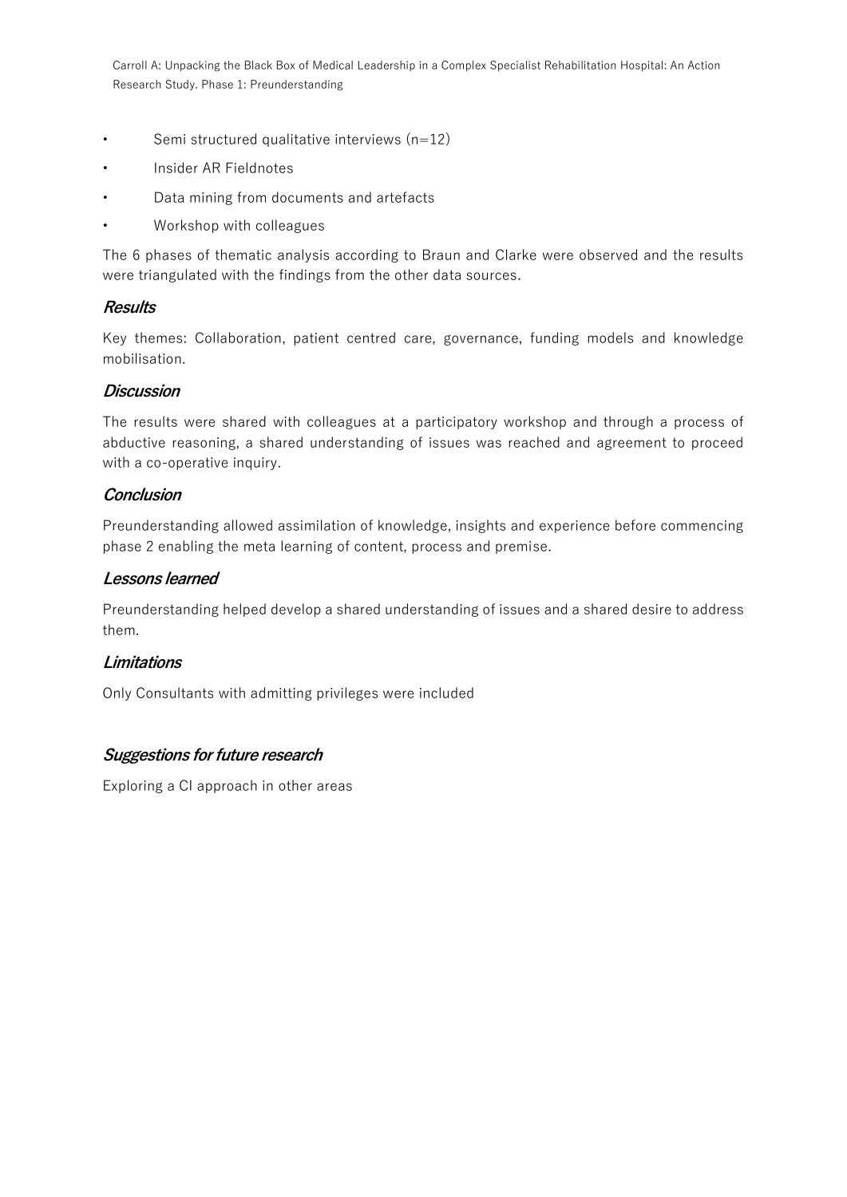- Semi structured qualitative interviews (n=12)
- Insider AR Fieldnotes
- Data mining from documents and artefacts
- Workshop with colleagues

The 6 phases of thematic analysis according to Braun and Clarke were observed and the results were triangulated with the findings from the other data sources.

### *Results*

Key themes: Collaboration, patient centred care, governance, funding models and knowledge mobilisation.

### *Discussion*

The results were shared with colleagues at a participatory workshop and through a process of abductive reasoning, a shared understanding of issues was reached and agreement to proceed with a co-operative inquiry.

### *Conclusion*

Preunderstanding allowed assimilation of knowledge, insights and experience before commencing phase 2 enabling the meta learning of content, process and premise.

### *Lessons learned*

Preunderstanding helped develop a shared understanding of issues and a shared desire to address them.

### *Limitations*

Only Consultants with admitting privileges were included

### *Suggestions for future research*

Exploring a CI approach in other areas